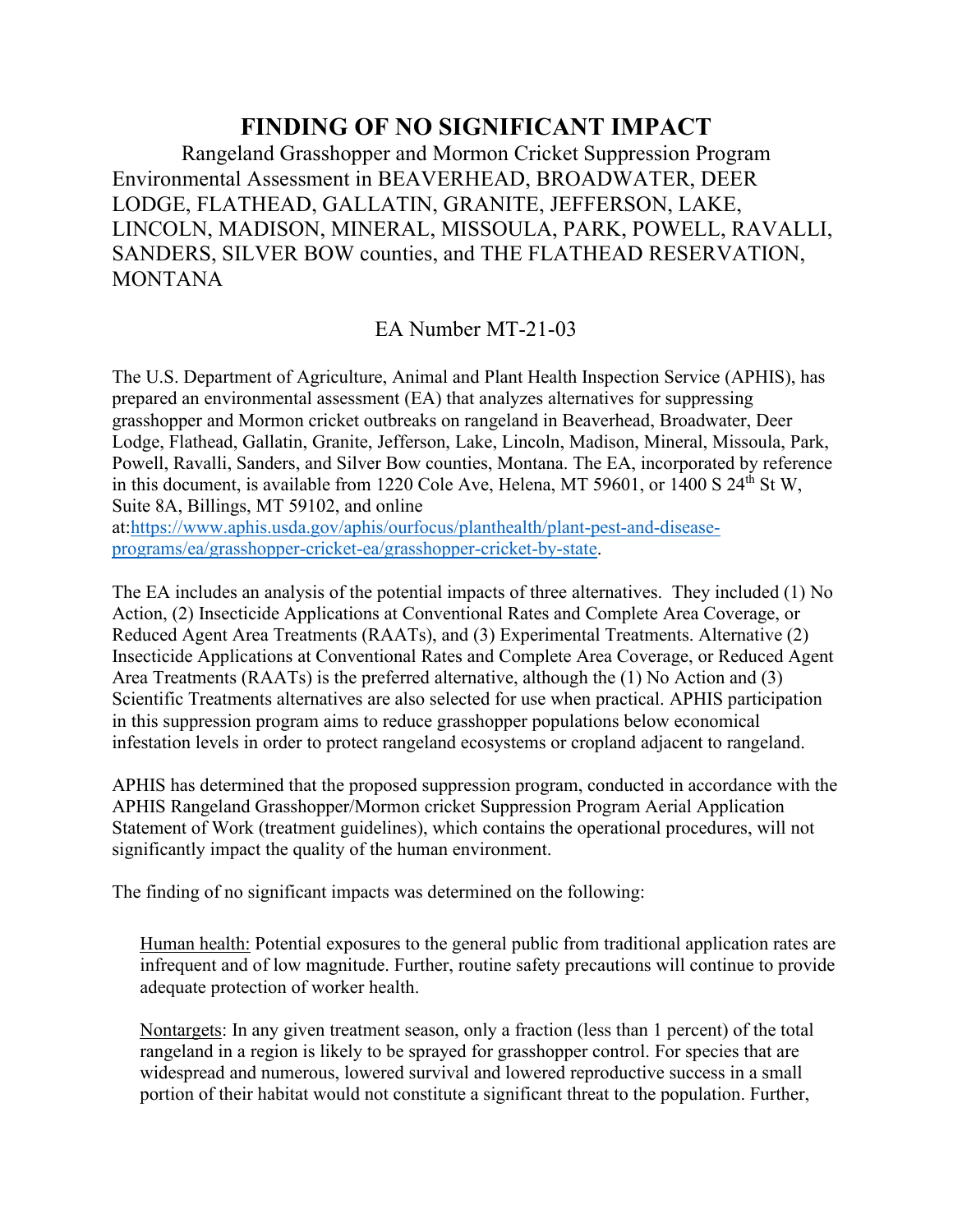# FINDING OF NO SIGNIFICANT IMPACT

Rangeland Grasshopper and Mormon Cricket Suppression Program Environmental Assessment in BEAVERHEAD, BROADWATER, DEER LODGE, FLATHEAD, GALLATIN, GRANITE, JEFFERSON, LAKE, LINCOLN, MADISON, MINERAL, MISSOULA, PARK, POWELL, RAVALLI, SANDERS, SILVER BOW counties, and THE FLATHEAD RESERVATION, MONTANA

EA Number MT-21-03

The U.S. Department of Agriculture, Animal and Plant Health Inspection Service (APHIS), has prepared an environmental assessment (EA) that analyzes alternatives for suppressing grasshopper and Mormon cricket outbreaks on rangeland in Beaverhead, Broadwater, Deer Lodge, Flathead, Gallatin, Granite, Jefferson, Lake, Lincoln, Madison, Mineral, Missoula, Park, Powell, Ravalli, Sanders, and Silver Bow counties, Montana. The EA, incorporated by reference in this document, is available from 1220 Cole Ave, Helena, MT 59601, or 1400 S 24th St W, Suite 8A, Billings, MT 59102, and online at:[https://www.aphis.usda.gov/aphis/ourfocus/planthealth/plant-pest-and-disease-programs/ea/grasshopper-cricket-ea/grasshopper-cricket-by-state](https://www.aphis.usda.gov/aphis/ourfocus/planthealth/plant-pest-and-disease-programs/ea/grasshopper-cricket-ea/grasshopper-cricket-by-state).

The EA includes an analysis of the potential impacts of three alternatives. They included (1) No Action, (2) Insecticide Applications at Conventional Rates and Complete Area Coverage, or Reduced Agent Area Treatments (RAATs), and (3) Experimental Treatments. Alternative (2) Insecticide Applications at Conventional Rates and Complete Area Coverage, or Reduced Agent Area Treatments (RAATs) is the preferred alternative, although the (1) No Action and (3) Scientific Treatments alternatives are also selected for use when practical. APHIS participation in this suppression program aims to reduce grasshopper populations below economical infestation levels in order to protect rangeland ecosystems or cropland adjacent to rangeland.

APHIS has determined that the proposed suppression program, conducted in accordance with the APHIS Rangeland Grasshopper/Mormon cricket Suppression Program Aerial Application Statement of Work (treatment guidelines), which contains the operational procedures, will not significantly impact the quality of the human environment.

The finding of no significant impacts was determined on the following:

Human health: Potential exposures to the general public from traditional application rates are infrequent and of low magnitude. Further, routine safety precautions will continue to provide adequate protection of worker health.

Nontargets: In any given treatment season, only a fraction (less than 1 percent) of the total rangeland in a region is likely to be sprayed for grasshopper control. For species that are widespread and numerous, lowered survival and lowered reproductive success in a small portion of their habitat would not constitute a significant threat to the population. Further,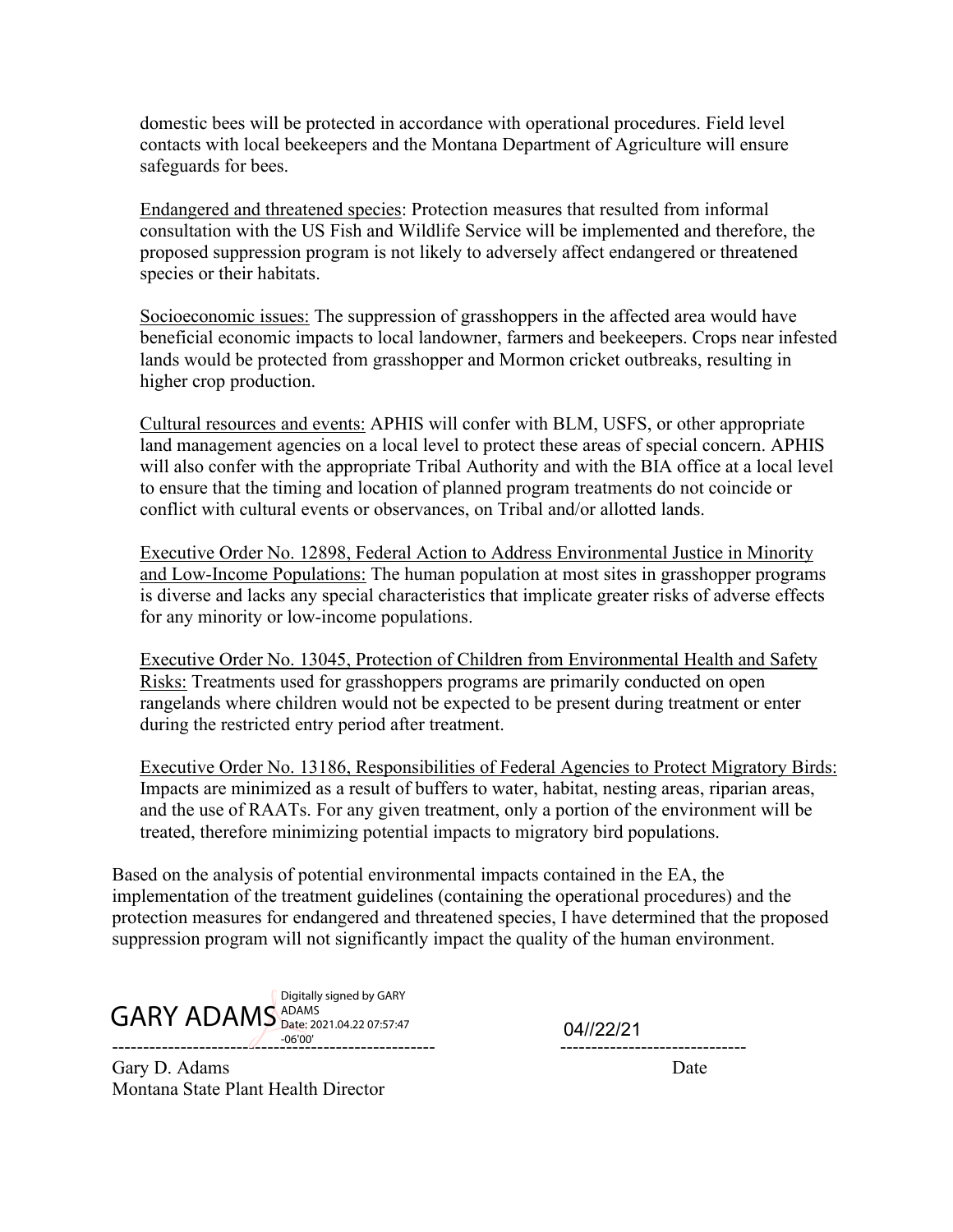domestic bees will be protected in accordance with operational procedures. Field level contacts with local beekeepers and the Montana Department of Agriculture will ensure safeguards for bees.

Endangered and threatened species: Protection measures that resulted from informal consultation with the US Fish and Wildlife Service will be implemented and therefore, the proposed suppression program is not likely to adversely affect endangered or threatened species or their habitats.

Socioeconomic issues: The suppression of grasshoppers in the affected area would have beneficial economic impacts to local landowner, farmers and beekeepers. Crops near infested lands would be protected from grasshopper and Mormon cricket outbreaks, resulting in higher crop production.

Cultural resources and events: APHIS will confer with BLM, USFS, or other appropriate land management agencies on a local level to protect these areas of special concern. APHIS will also confer with the appropriate Tribal Authority and with the BIA office at a local level to ensure that the timing and location of planned program treatments do not coincide or conflict with cultural events or observances, on Tribal and/or allotted lands.

Executive Order No. 12898, Federal Action to Address Environmental Justice in Minority and Low-Income Populations: The human population at most sites in grasshopper programs is diverse and lacks any special characteristics that implicate greater risks of adverse effects for any minority or low-income populations.

Executive Order No. 13045, Protection of Children from Environmental Health and Safety Risks: Treatments used for grasshoppers programs are primarily conducted on open rangelands where children would not be expected to be present during treatment or enter during the restricted entry period after treatment.

Executive Order No. 13186, Responsibilities of Federal Agencies to Protect Migratory Birds: Impacts are minimized as a result of buffers to water, habitat, nesting areas, riparian areas, and the use of RAATs. For any given treatment, only a portion of the environment will be treated, therefore minimizing potential impacts to migratory bird populations.

Based on the analysis of potential environmental impacts contained in the EA, the implementation of the treatment guidelines (containing the operational procedures) and the protection measures for endangered and threatened species, I have determined that the proposed suppression program will not significantly impact the quality of the human environment.

GARY ADAMS Digitally signed by GARY ADAMS Date: 2021.04.22 07:57:47 -06'00'

04//22/21

---------------------------------------------------- ------------------------------

Gary D. Adams                                        Date
Montana State Plant Health Director